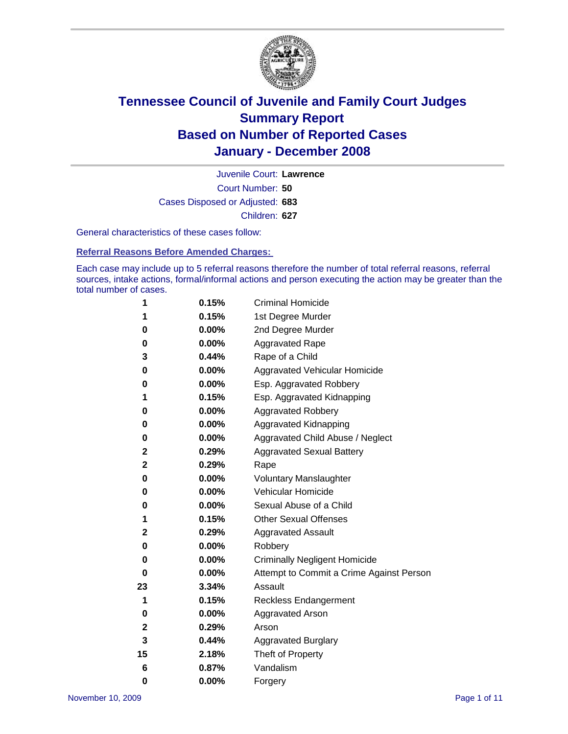# Tennessee Council of Juvenile and Family Court Judges
## Summary Report
## Based on Number of Reported Cases
## January - December 2008

Juvenile Court: **Lawrence**

Court Number: **50**

Cases Disposed or Adjusted: **683**

Children: **627**

General characteristics of these cases follow:

### Referral Reasons Before Amended Charges:

Each case may include up to 5 referral reasons therefore the number of total referral reasons, referral sources, intake actions, formal/informal actions and person executing the action may be greater than the total number of cases.

| Count | Percent | Referral Reason |
|---|---|---|
| 1 | 0.15% | Criminal Homicide |
| 1 | 0.15% | 1st Degree Murder |
| 0 | 0.00% | 2nd Degree Murder |
| 0 | 0.00% | Aggravated Rape |
| 3 | 0.44% | Rape of a Child |
| 0 | 0.00% | Aggravated Vehicular Homicide |
| 0 | 0.00% | Esp. Aggravated Robbery |
| 1 | 0.15% | Esp. Aggravated Kidnapping |
| 0 | 0.00% | Aggravated Robbery |
| 0 | 0.00% | Aggravated Kidnapping |
| 0 | 0.00% | Aggravated Child Abuse / Neglect |
| 2 | 0.29% | Aggravated Sexual Battery |
| 2 | 0.29% | Rape |
| 0 | 0.00% | Voluntary Manslaughter |
| 0 | 0.00% | Vehicular Homicide |
| 0 | 0.00% | Sexual Abuse of a Child |
| 1 | 0.15% | Other Sexual Offenses |
| 2 | 0.29% | Aggravated Assault |
| 0 | 0.00% | Robbery |
| 0 | 0.00% | Criminally Negligent Homicide |
| 0 | 0.00% | Attempt to Commit a Crime Against Person |
| 23 | 3.34% | Assault |
| 1 | 0.15% | Reckless Endangerment |
| 0 | 0.00% | Aggravated Arson |
| 2 | 0.29% | Arson |
| 3 | 0.44% | Aggravated Burglary |
| 15 | 2.18% | Theft of Property |
| 6 | 0.87% | Vandalism |
| 0 | 0.00% | Forgery |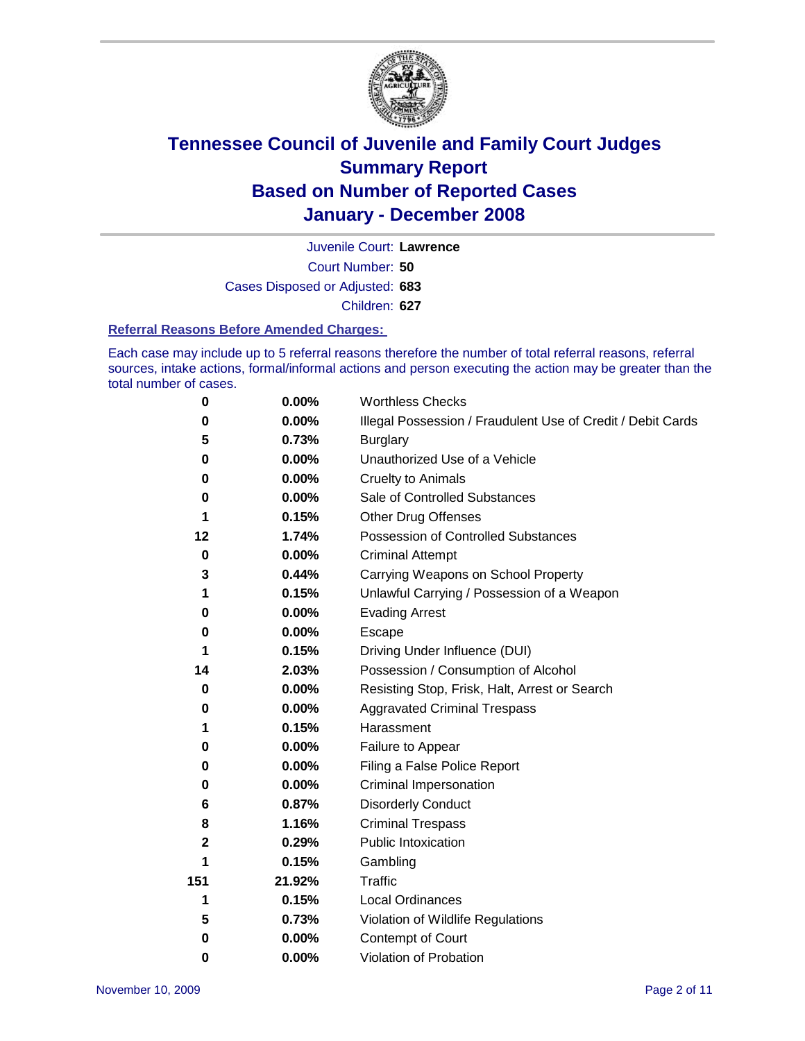# Tennessee Council of Juvenile and Family Court Judges
## Summary Report
## Based on Number of Reported Cases
## January - December 2008

Juvenile Court: **Lawrence**

Court Number: **50**

Cases Disposed or Adjusted: **683**

Children: **627**

### Referral Reasons Before Amended Charges:

Each case may include up to 5 referral reasons therefore the number of total referral reasons, referral sources, intake actions, formal/informal actions and person executing the action may be greater than the total number of cases.

| Count | Percent | Referral Reason |
|---|---|---|
| **0** | **0.00%** | Worthless Checks |
| **0** | **0.00%** | Illegal Possession / Fraudulent Use of Credit / Debit Cards |
| **5** | **0.73%** | Burglary |
| **0** | **0.00%** | Unauthorized Use of a Vehicle |
| **0** | **0.00%** | Cruelty to Animals |
| **0** | **0.00%** | Sale of Controlled Substances |
| **1** | **0.15%** | Other Drug Offenses |
| **12** | **1.74%** | Possession of Controlled Substances |
| **0** | **0.00%** | Criminal Attempt |
| **3** | **0.44%** | Carrying Weapons on School Property |
| **1** | **0.15%** | Unlawful Carrying / Possession of a Weapon |
| **0** | **0.00%** | Evading Arrest |
| **0** | **0.00%** | Escape |
| **1** | **0.15%** | Driving Under Influence (DUI) |
| **14** | **2.03%** | Possession / Consumption of Alcohol |
| **0** | **0.00%** | Resisting Stop, Frisk, Halt, Arrest or Search |
| **0** | **0.00%** | Aggravated Criminal Trespass |
| **1** | **0.15%** | Harassment |
| **0** | **0.00%** | Failure to Appear |
| **0** | **0.00%** | Filing a False Police Report |
| **0** | **0.00%** | Criminal Impersonation |
| **6** | **0.87%** | Disorderly Conduct |
| **8** | **1.16%** | Criminal Trespass |
| **2** | **0.29%** | Public Intoxication |
| **1** | **0.15%** | Gambling |
| **151** | **21.92%** | Traffic |
| **1** | **0.15%** | Local Ordinances |
| **5** | **0.73%** | Violation of Wildlife Regulations |
| **0** | **0.00%** | Contempt of Court |
| **0** | **0.00%** | Violation of Probation |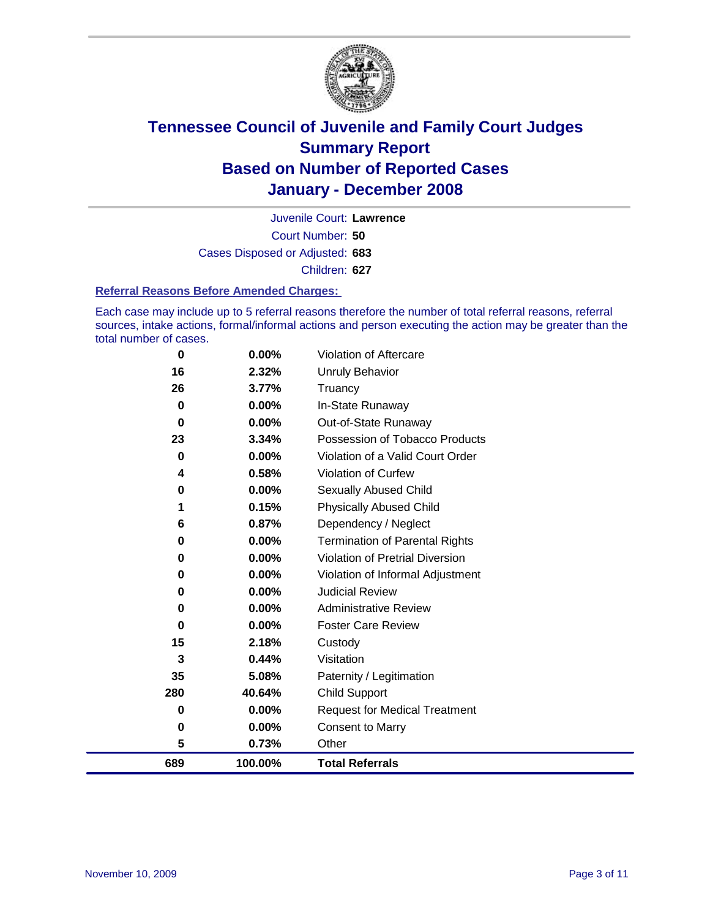# Tennessee Council of Juvenile and Family Court Judges
## Summary Report
## Based on Number of Reported Cases
## January - December 2008

Juvenile Court: **Lawrence**

Court Number: **50**

Cases Disposed or Adjusted: **683**

Children: **627**

### Referral Reasons Before Amended Charges:

Each case may include up to 5 referral reasons therefore the number of total referral reasons, referral sources, intake actions, formal/informal actions and person executing the action may be greater than the total number of cases.

| Count | Percent | Referral Reason |
|---|---|---|
| 0 | 0.00% | Violation of Aftercare |
| 16 | 2.32% | Unruly Behavior |
| 26 | 3.77% | Truancy |
| 0 | 0.00% | In-State Runaway |
| 0 | 0.00% | Out-of-State Runaway |
| 23 | 3.34% | Possession of Tobacco Products |
| 0 | 0.00% | Violation of a Valid Court Order |
| 4 | 0.58% | Violation of Curfew |
| 0 | 0.00% | Sexually Abused Child |
| 1 | 0.15% | Physically Abused Child |
| 6 | 0.87% | Dependency / Neglect |
| 0 | 0.00% | Termination of Parental Rights |
| 0 | 0.00% | Violation of Pretrial Diversion |
| 0 | 0.00% | Violation of Informal Adjustment |
| 0 | 0.00% | Judicial Review |
| 0 | 0.00% | Administrative Review |
| 0 | 0.00% | Foster Care Review |
| 15 | 2.18% | Custody |
| 3 | 0.44% | Visitation |
| 35 | 5.08% | Paternity / Legitimation |
| 280 | 40.64% | Child Support |
| 0 | 0.00% | Request for Medical Treatment |
| 0 | 0.00% | Consent to Marry |
| 5 | 0.73% | Other |
| **689** | **100.00%** | **Total Referrals** |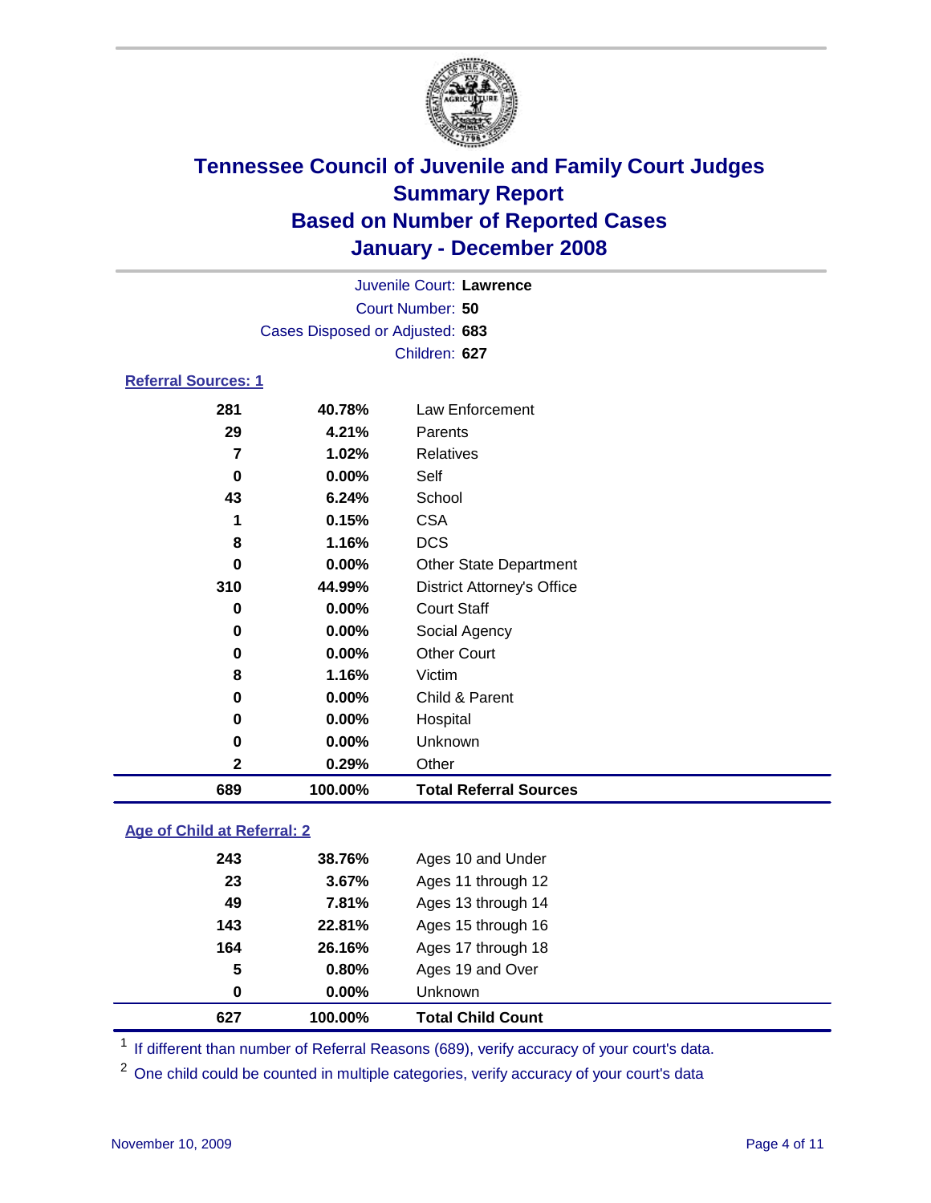# Tennessee Council of Juvenile and Family Court Judges
## Summary Report
## Based on Number of Reported Cases
## January - December 2008

Juvenile Court: **Lawrence**
Court Number: **50**
Cases Disposed or Adjusted: **683**
Children: **627**

### Referral Sources: 1

| Count | Percent | Source |
|---|---|---|
| 281 | 40.78% | Law Enforcement |
| 29 | 4.21% | Parents |
| 7 | 1.02% | Relatives |
| 0 | 0.00% | Self |
| 43 | 6.24% | School |
| 1 | 0.15% | CSA |
| 8 | 1.16% | DCS |
| 0 | 0.00% | Other State Department |
| 310 | 44.99% | District Attorney's Office |
| 0 | 0.00% | Court Staff |
| 0 | 0.00% | Social Agency |
| 0 | 0.00% | Other Court |
| 8 | 1.16% | Victim |
| 0 | 0.00% | Child & Parent |
| 0 | 0.00% | Hospital |
| 0 | 0.00% | Unknown |
| 2 | 0.29% | Other |
| **689** | **100.00%** | **Total Referral Sources** |

### Age of Child at Referral: 2

| Count | Percent | Age |
|---|---|---|
| 243 | 38.76% | Ages 10 and Under |
| 23 | 3.67% | Ages 11 through 12 |
| 49 | 7.81% | Ages 13 through 14 |
| 143 | 22.81% | Ages 15 through 16 |
| 164 | 26.16% | Ages 17 through 18 |
| 5 | 0.80% | Ages 19 and Over |
| 0 | 0.00% | Unknown |
| **627** | **100.00%** | **Total Child Count** |

[1] If different than number of Referral Reasons (689), verify accuracy of your court's data.

[2] One child could be counted in multiple categories, verify accuracy of your court's data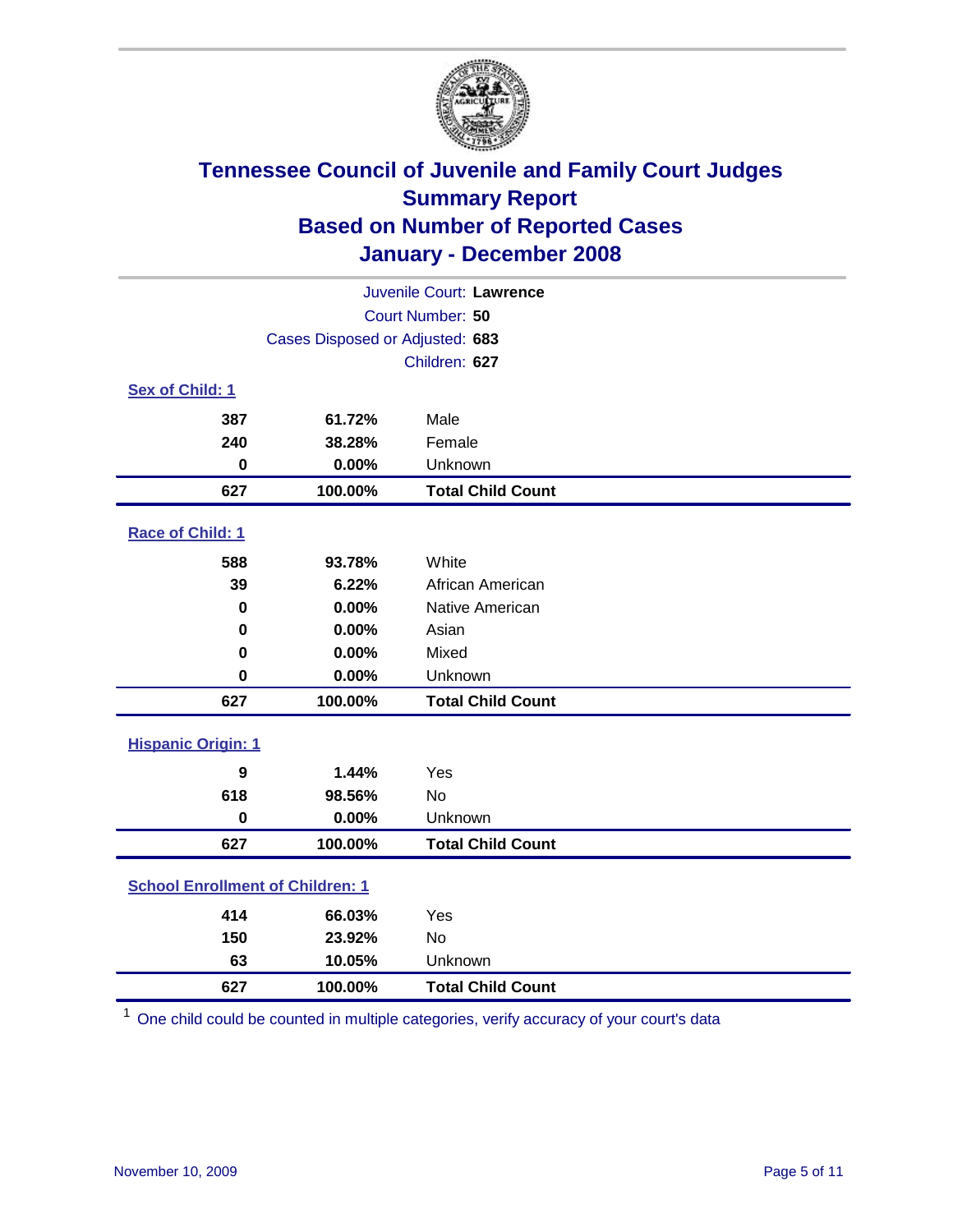# Tennessee Council of Juvenile and Family Court Judges
## Summary Report
## Based on Number of Reported Cases
## January - December 2008

Juvenile Court: **Lawrence**
Court Number: **50**
Cases Disposed or Adjusted: **683**
Children: **627**

### Sex of Child: 1

| Count | Percent | Category |
|---|---|---|
| 387 | 61.72% | Male |
| 240 | 38.28% | Female |
| 0 | 0.00% | Unknown |
| **627** | **100.00%** | **Total Child Count** |

### Race of Child: 1

| Count | Percent | Category |
|---|---|---|
| 588 | 93.78% | White |
| 39 | 6.22% | African American |
| 0 | 0.00% | Native American |
| 0 | 0.00% | Asian |
| 0 | 0.00% | Mixed |
| 0 | 0.00% | Unknown |
| **627** | **100.00%** | **Total Child Count** |

### Hispanic Origin: 1

| Count | Percent | Category |
|---|---|---|
| 9 | 1.44% | Yes |
| 618 | 98.56% | No |
| 0 | 0.00% | Unknown |
| **627** | **100.00%** | **Total Child Count** |

### School Enrollment of Children: 1

| Count | Percent | Category |
|---|---|---|
| 414 | 66.03% | Yes |
| 150 | 23.92% | No |
| 63 | 10.05% | Unknown |
| **627** | **100.00%** | **Total Child Count** |

[1] One child could be counted in multiple categories, verify accuracy of your court's data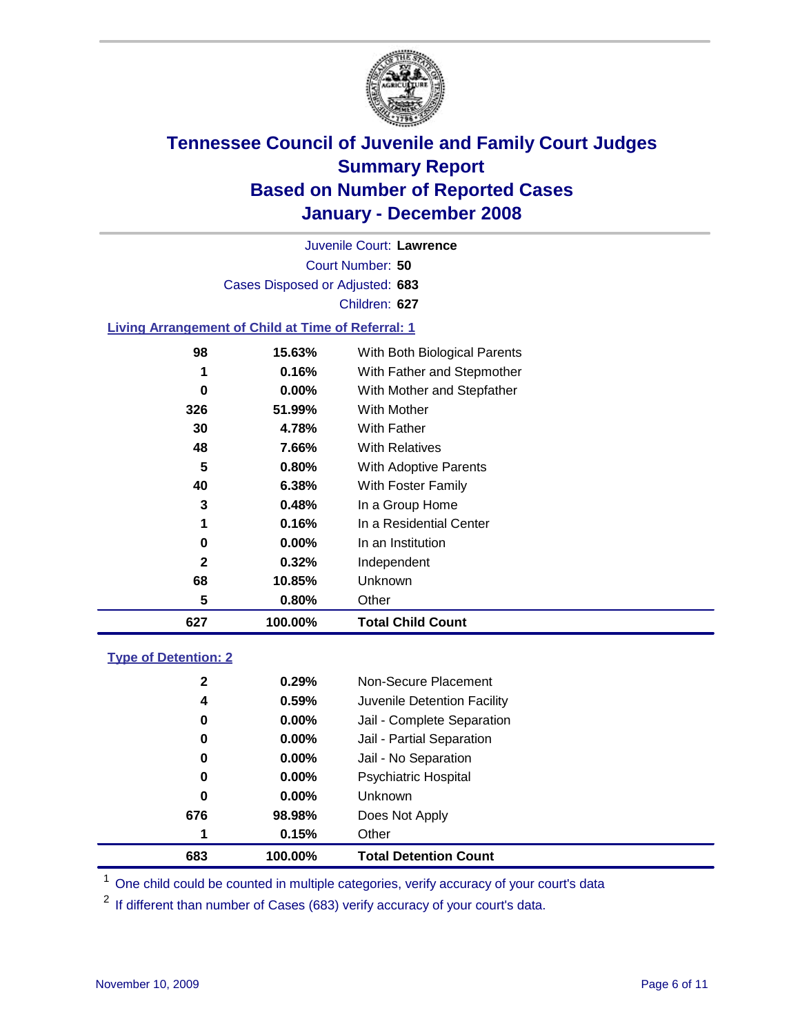# Tennessee Council of Juvenile and Family Court Judges
## Summary Report
## Based on Number of Reported Cases
## January - December 2008

Juvenile Court: **Lawrence**
Court Number: **50**
Cases Disposed or Adjusted: **683**
Children: **627**

### Living Arrangement of Child at Time of Referral: 1

| Count | Percent | Category |
|---|---|---|
| 98 | 15.63% | With Both Biological Parents |
| 1 | 0.16% | With Father and Stepmother |
| 0 | 0.00% | With Mother and Stepfather |
| 326 | 51.99% | With Mother |
| 30 | 4.78% | With Father |
| 48 | 7.66% | With Relatives |
| 5 | 0.80% | With Adoptive Parents |
| 40 | 6.38% | With Foster Family |
| 3 | 0.48% | In a Group Home |
| 1 | 0.16% | In a Residential Center |
| 0 | 0.00% | In an Institution |
| 2 | 0.32% | Independent |
| 68 | 10.85% | Unknown |
| 5 | 0.80% | Other |
| **627** | **100.00%** | **Total Child Count** |

### Type of Detention: 2

| Count | Percent | Category |
|---|---|---|
| 2 | 0.29% | Non-Secure Placement |
| 4 | 0.59% | Juvenile Detention Facility |
| 0 | 0.00% | Jail - Complete Separation |
| 0 | 0.00% | Jail - Partial Separation |
| 0 | 0.00% | Jail - No Separation |
| 0 | 0.00% | Psychiatric Hospital |
| 0 | 0.00% | Unknown |
| 676 | 98.98% | Does Not Apply |
| 1 | 0.15% | Other |
| **683** | **100.00%** | **Total Detention Count** |

[1] One child could be counted in multiple categories, verify accuracy of your court's data

[2] If different than number of Cases (683) verify accuracy of your court's data.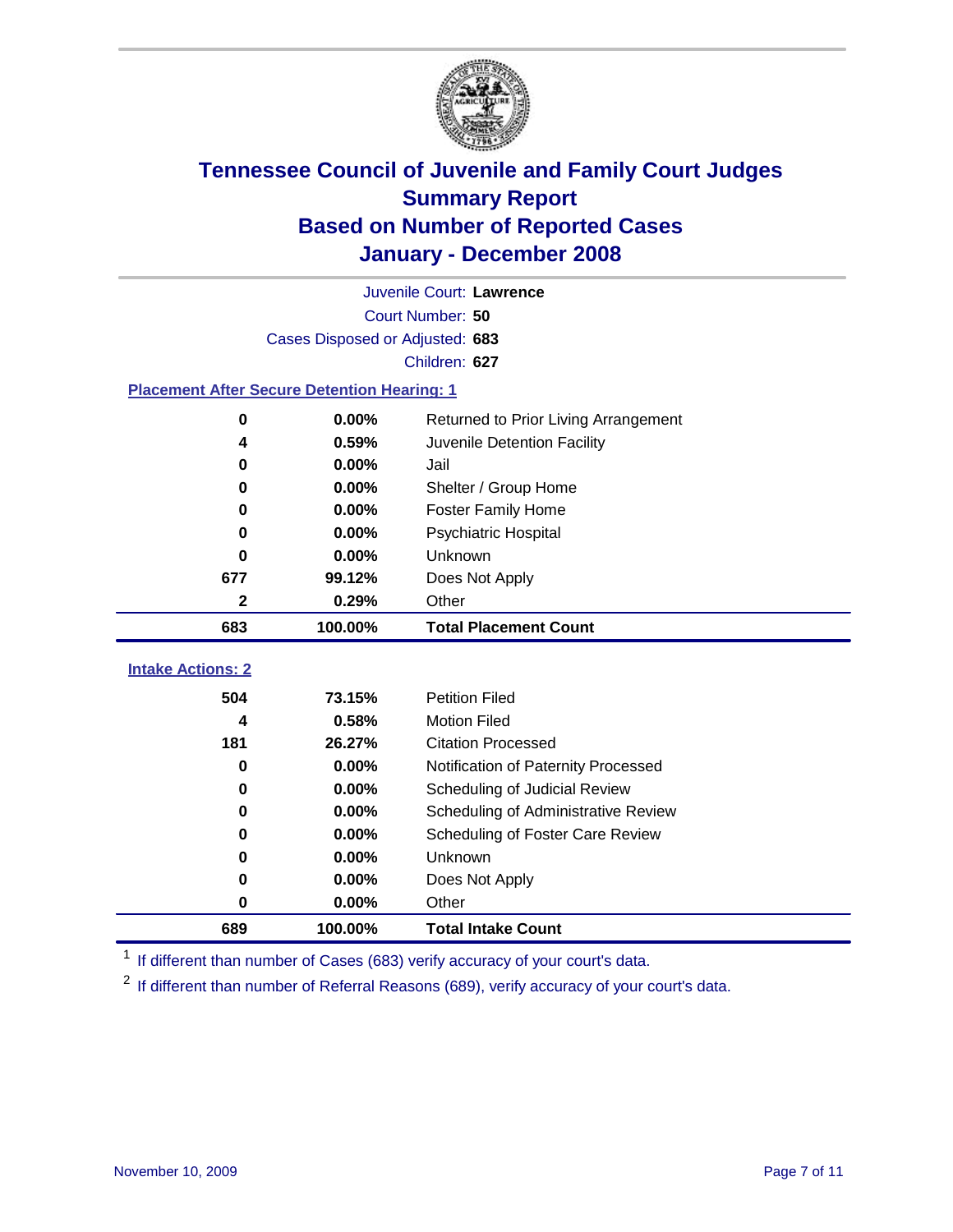# Tennessee Council of Juvenile and Family Court Judges
## Summary Report
## Based on Number of Reported Cases
## January - December 2008

Juvenile Court: **Lawrence**

Court Number: **50**

Cases Disposed or Adjusted: **683**

Children: **627**

### Placement After Secure Detention Hearing: 1

| Count | Percent | Placement |
|---|---|---|
| 0 | 0.00% | Returned to Prior Living Arrangement |
| 4 | 0.59% | Juvenile Detention Facility |
| 0 | 0.00% | Jail |
| 0 | 0.00% | Shelter / Group Home |
| 0 | 0.00% | Foster Family Home |
| 0 | 0.00% | Psychiatric Hospital |
| 0 | 0.00% | Unknown |
| 677 | 99.12% | Does Not Apply |
| 2 | 0.29% | Other |
| **683** | **100.00%** | **Total Placement Count** |

### Intake Actions: 2

| Count | Percent | Intake Action |
|---|---|---|
| 504 | 73.15% | Petition Filed |
| 4 | 0.58% | Motion Filed |
| 181 | 26.27% | Citation Processed |
| 0 | 0.00% | Notification of Paternity Processed |
| 0 | 0.00% | Scheduling of Judicial Review |
| 0 | 0.00% | Scheduling of Administrative Review |
| 0 | 0.00% | Scheduling of Foster Care Review |
| 0 | 0.00% | Unknown |
| 0 | 0.00% | Does Not Apply |
| 0 | 0.00% | Other |
| **689** | **100.00%** | **Total Intake Count** |

[1] If different than number of Cases (683) verify accuracy of your court's data.

[2] If different than number of Referral Reasons (689), verify accuracy of your court's data.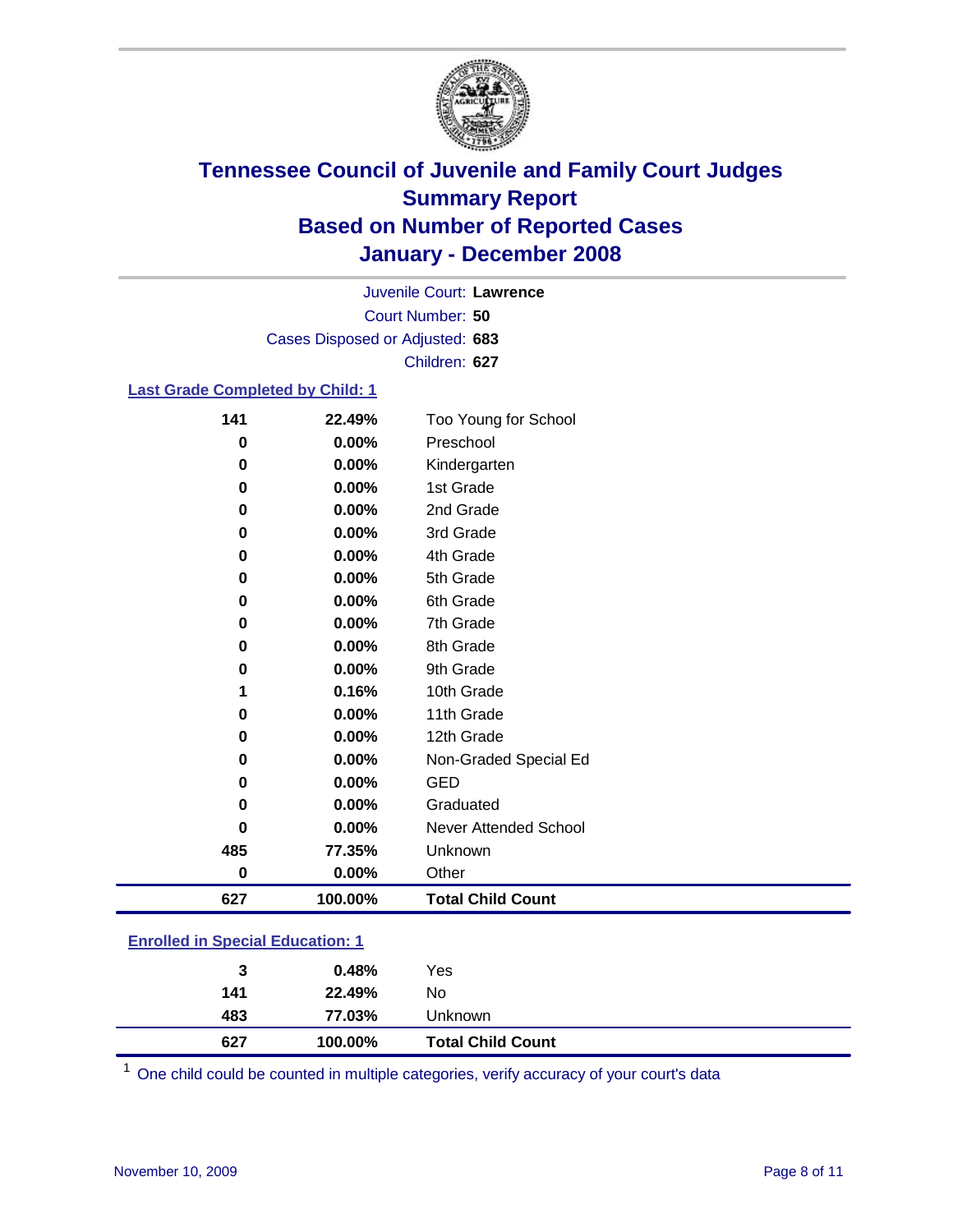# Tennessee Council of Juvenile and Family Court Judges
## Summary Report
## Based on Number of Reported Cases
## January - December 2008

Juvenile Court: **Lawrence**
Court Number: **50**
Cases Disposed or Adjusted: **683**
Children: **627**

### Last Grade Completed by Child: 1

| | | |
|---|---|---|
| 141 | 22.49% | Too Young for School |
| 0 | 0.00% | Preschool |
| 0 | 0.00% | Kindergarten |
| 0 | 0.00% | 1st Grade |
| 0 | 0.00% | 2nd Grade |
| 0 | 0.00% | 3rd Grade |
| 0 | 0.00% | 4th Grade |
| 0 | 0.00% | 5th Grade |
| 0 | 0.00% | 6th Grade |
| 0 | 0.00% | 7th Grade |
| 0 | 0.00% | 8th Grade |
| 0 | 0.00% | 9th Grade |
| 1 | 0.16% | 10th Grade |
| 0 | 0.00% | 11th Grade |
| 0 | 0.00% | 12th Grade |
| 0 | 0.00% | Non-Graded Special Ed |
| 0 | 0.00% | GED |
| 0 | 0.00% | Graduated |
| 0 | 0.00% | Never Attended School |
| 485 | 77.35% | Unknown |
| 0 | 0.00% | Other |
| **627** | **100.00%** | **Total Child Count** |

### Enrolled in Special Education: 1

| | | |
|---|---|---|
| 3 | 0.48% | Yes |
| 141 | 22.49% | No |
| 483 | 77.03% | Unknown |
| **627** | **100.00%** | **Total Child Count** |

[1] One child could be counted in multiple categories, verify accuracy of your court's data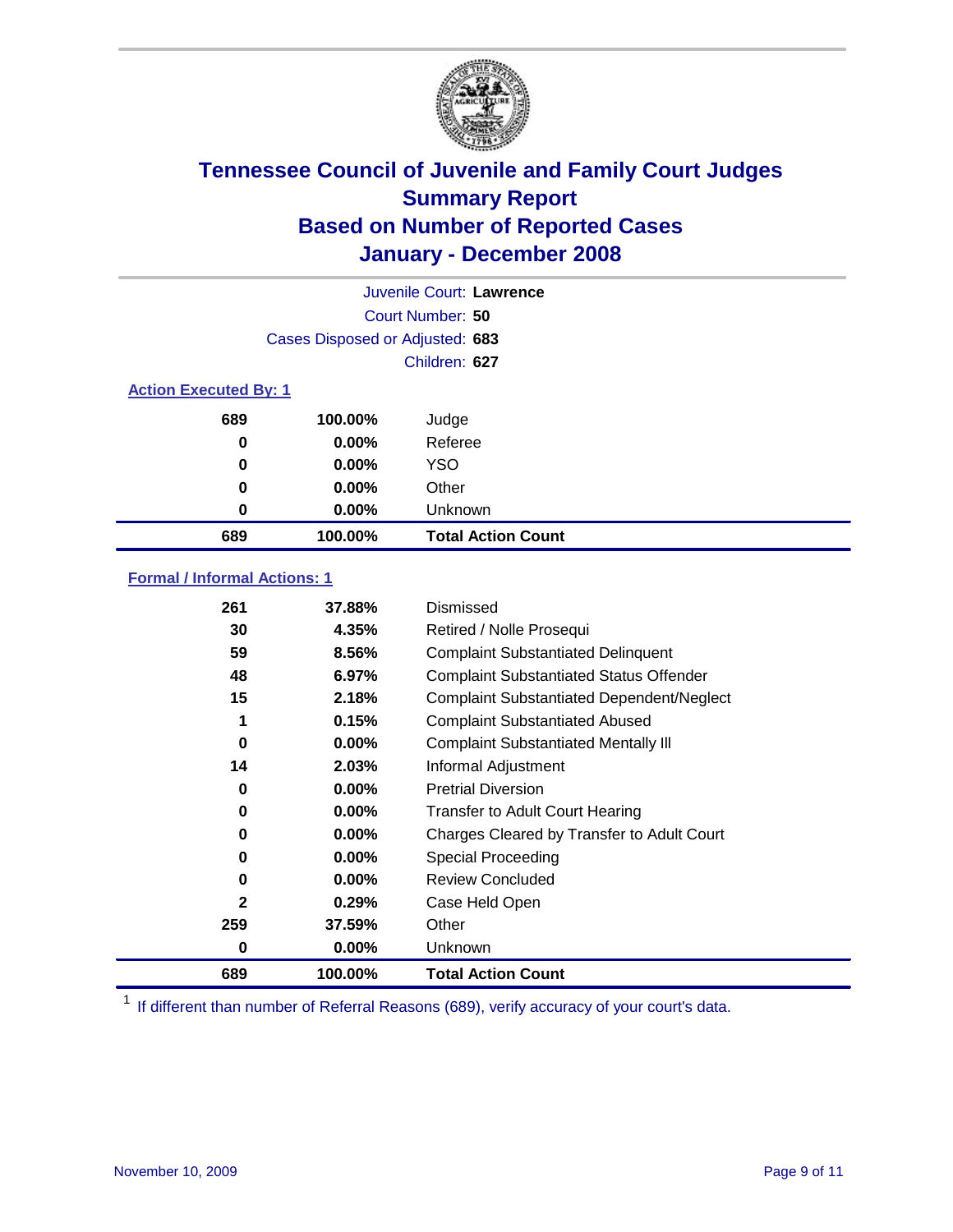# Tennessee Council of Juvenile and Family Court Judges
## Summary Report
## Based on Number of Reported Cases
## January - December 2008

Juvenile Court: **Lawrence**

Court Number: **50**

Cases Disposed or Adjusted: **683**

Children: **627**

### Action Executed By: 1

| | | |
|---|---|---|
| 689 | 100.00% | Judge |
| 0 | 0.00% | Referee |
| 0 | 0.00% | YSO |
| 0 | 0.00% | Other |
| 0 | 0.00% | Unknown |
| **689** | **100.00%** | **Total Action Count** |

### Formal / Informal Actions: 1

| | | |
|---|---|---|
| 261 | 37.88% | Dismissed |
| 30 | 4.35% | Retired / Nolle Prosequi |
| 59 | 8.56% | Complaint Substantiated Delinquent |
| 48 | 6.97% | Complaint Substantiated Status Offender |
| 15 | 2.18% | Complaint Substantiated Dependent/Neglect |
| 1 | 0.15% | Complaint Substantiated Abused |
| 0 | 0.00% | Complaint Substantiated Mentally Ill |
| 14 | 2.03% | Informal Adjustment |
| 0 | 0.00% | Pretrial Diversion |
| 0 | 0.00% | Transfer to Adult Court Hearing |
| 0 | 0.00% | Charges Cleared by Transfer to Adult Court |
| 0 | 0.00% | Special Proceeding |
| 0 | 0.00% | Review Concluded |
| 2 | 0.29% | Case Held Open |
| 259 | 37.59% | Other |
| 0 | 0.00% | Unknown |
| **689** | **100.00%** | **Total Action Count** |

[1] If different than number of Referral Reasons (689), verify accuracy of your court's data.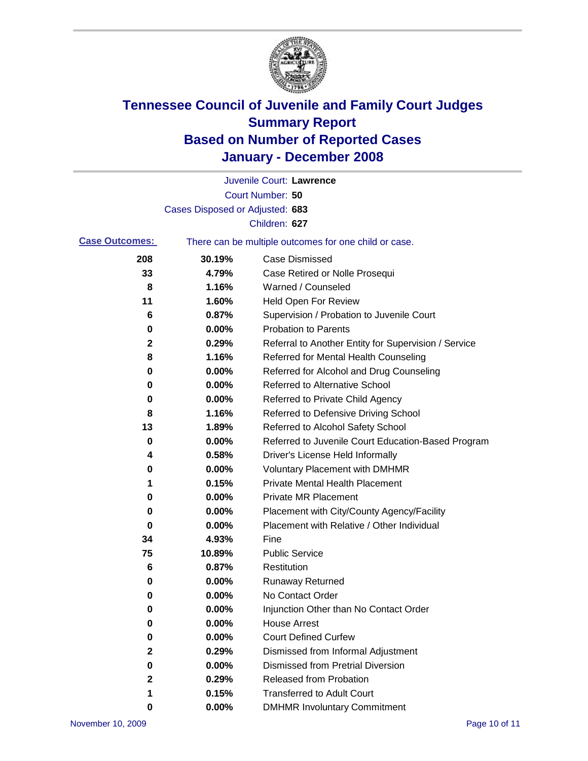# Tennessee Council of Juvenile and Family Court Judges
## Summary Report
## Based on Number of Reported Cases
## January - December 2008

Juvenile Court: **Lawrence**

Court Number: **50**

Cases Disposed or Adjusted: **683**

Children: **627**

**Case Outcomes:** There can be multiple outcomes for one child or case.

| Count | Percent | Outcome |
|---|---|---|
| 208 | 30.19% | Case Dismissed |
| 33 | 4.79% | Case Retired or Nolle Prosequi |
| 8 | 1.16% | Warned / Counseled |
| 11 | 1.60% | Held Open For Review |
| 6 | 0.87% | Supervision / Probation to Juvenile Court |
| 0 | 0.00% | Probation to Parents |
| 2 | 0.29% | Referral to Another Entity for Supervision / Service |
| 8 | 1.16% | Referred for Mental Health Counseling |
| 0 | 0.00% | Referred for Alcohol and Drug Counseling |
| 0 | 0.00% | Referred to Alternative School |
| 0 | 0.00% | Referred to Private Child Agency |
| 8 | 1.16% | Referred to Defensive Driving School |
| 13 | 1.89% | Referred to Alcohol Safety School |
| 0 | 0.00% | Referred to Juvenile Court Education-Based Program |
| 4 | 0.58% | Driver's License Held Informally |
| 0 | 0.00% | Voluntary Placement with DMHMR |
| 1 | 0.15% | Private Mental Health Placement |
| 0 | 0.00% | Private MR Placement |
| 0 | 0.00% | Placement with City/County Agency/Facility |
| 0 | 0.00% | Placement with Relative / Other Individual |
| 34 | 4.93% | Fine |
| 75 | 10.89% | Public Service |
| 6 | 0.87% | Restitution |
| 0 | 0.00% | Runaway Returned |
| 0 | 0.00% | No Contact Order |
| 0 | 0.00% | Injunction Other than No Contact Order |
| 0 | 0.00% | House Arrest |
| 0 | 0.00% | Court Defined Curfew |
| 2 | 0.29% | Dismissed from Informal Adjustment |
| 0 | 0.00% | Dismissed from Pretrial Diversion |
| 2 | 0.29% | Released from Probation |
| 1 | 0.15% | Transferred to Adult Court |
| 0 | 0.00% | DMHMR Involuntary Commitment |

November 10, 2009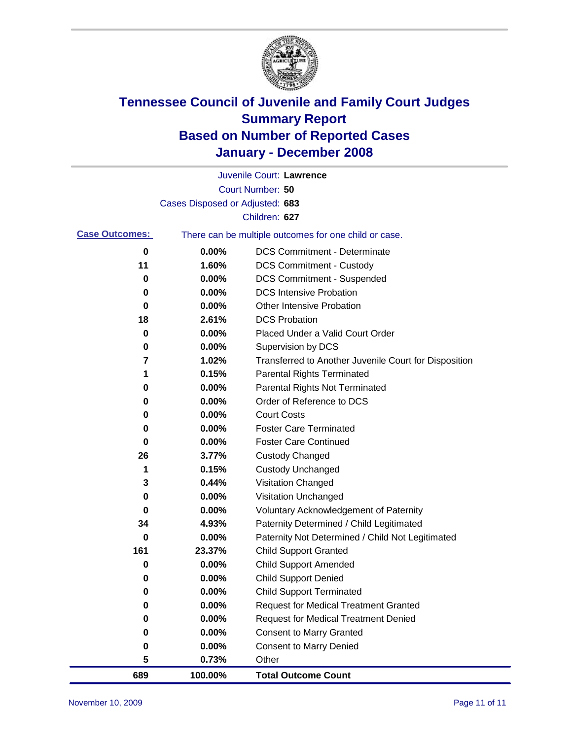# Tennessee Council of Juvenile and Family Court Judges
# Summary Report
# Based on Number of Reported Cases
# January - December 2008

Juvenile Court: **Lawrence**
Court Number: **50**
Cases Disposed or Adjusted: **683**
Children: **627**

**Case Outcomes:** There can be multiple outcomes for one child or case.

| | | |
|---|---|---|
| 0 | 0.00% | DCS Commitment - Determinate |
| 11 | 1.60% | DCS Commitment - Custody |
| 0 | 0.00% | DCS Commitment - Suspended |
| 0 | 0.00% | DCS Intensive Probation |
| 0 | 0.00% | Other Intensive Probation |
| 18 | 2.61% | DCS Probation |
| 0 | 0.00% | Placed Under a Valid Court Order |
| 0 | 0.00% | Supervision by DCS |
| 7 | 1.02% | Transferred to Another Juvenile Court for Disposition |
| 1 | 0.15% | Parental Rights Terminated |
| 0 | 0.00% | Parental Rights Not Terminated |
| 0 | 0.00% | Order of Reference to DCS |
| 0 | 0.00% | Court Costs |
| 0 | 0.00% | Foster Care Terminated |
| 0 | 0.00% | Foster Care Continued |
| 26 | 3.77% | Custody Changed |
| 1 | 0.15% | Custody Unchanged |
| 3 | 0.44% | Visitation Changed |
| 0 | 0.00% | Visitation Unchanged |
| 0 | 0.00% | Voluntary Acknowledgement of Paternity |
| 34 | 4.93% | Paternity Determined / Child Legitimated |
| 0 | 0.00% | Paternity Not Determined / Child Not Legitimated |
| 161 | 23.37% | Child Support Granted |
| 0 | 0.00% | Child Support Amended |
| 0 | 0.00% | Child Support Denied |
| 0 | 0.00% | Child Support Terminated |
| 0 | 0.00% | Request for Medical Treatment Granted |
| 0 | 0.00% | Request for Medical Treatment Denied |
| 0 | 0.00% | Consent to Marry Granted |
| 0 | 0.00% | Consent to Marry Denied |
| 5 | 0.73% | Other |
| **689** | **100.00%** | **Total Outcome Count** |